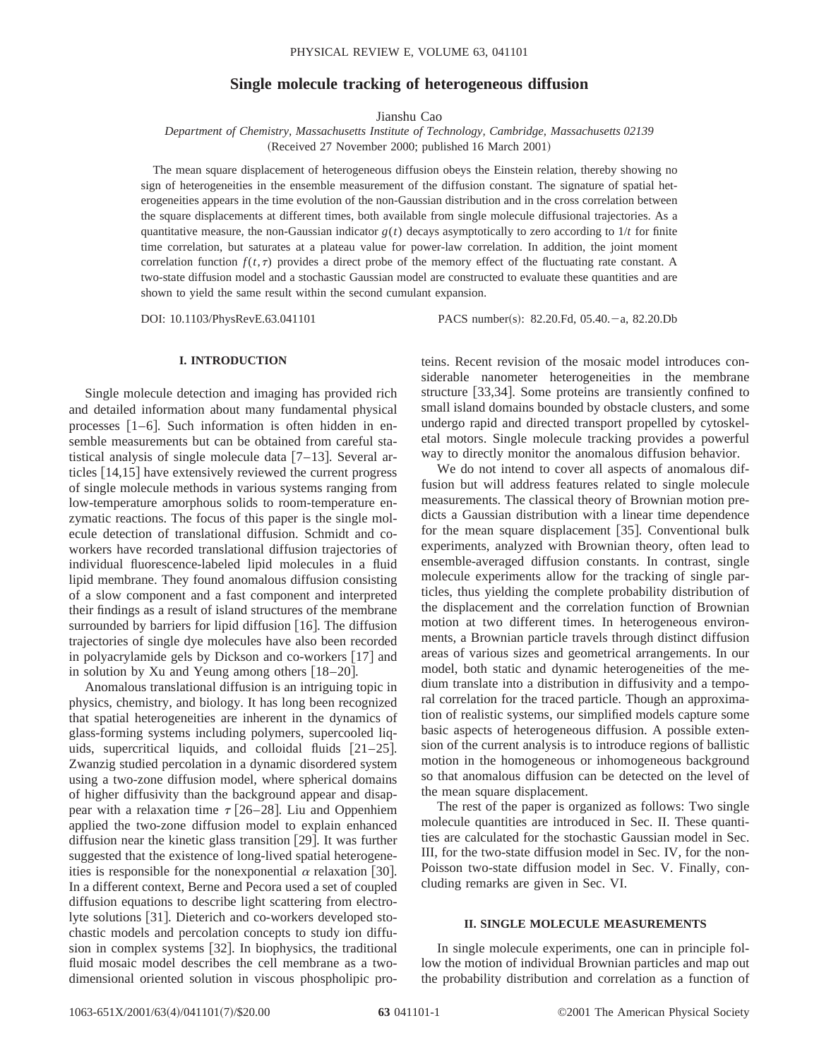# Single molecule tracking of heterogeneous diffusion

Jianshu Cao

*Department of Chemistry, Massachusetts Institute of Technology, Cambridge, Massachusetts 02139*

(Received 27 November 2000; published 16 March 2001)

The mean square displacement of heterogeneous diffusion obeys the Einstein relation, thereby showing no sign of heterogeneities in the ensemble measurement of the diffusion constant. The signature of spatial heterogeneities appears in the time evolution of the non-Gaussian distribution and in the cross correlation between the square displacements at different times, both available from single molecule diffusional trajectories. As a quantitative measure, the non-Gaussian indicator $g(t)$ decays asymptotically to zero according to $1/t$ for finite time correlation, but saturates at a plateau value for power-law correlation. In addition, the joint moment correlation function $f(t,\tau)$ provides a direct probe of the memory effect of the fluctuating rate constant. A two-state diffusion model and a stochastic Gaussian model are constructed to evaluate these quantities and are shown to yield the same result within the second cumulant expansion.

DOI: 10.1103/PhysRevE.63.041101 PACS number(s): 82.20.Fd, 05.40.−a, 82.20.Db

## I. INTRODUCTION

Single molecule detection and imaging has provided rich and detailed information about many fundamental physical processes [1–6]. Such information is often hidden in ensemble measurements but can be obtained from careful statistical analysis of single molecule data [7–13]. Several articles [14,15] have extensively reviewed the current progress of single molecule methods in various systems ranging from low-temperature amorphous solids to room-temperature enzymatic reactions. The focus of this paper is the single molecule detection of translational diffusion. Schmidt and coworkers have recorded translational diffusion trajectories of individual fluorescence-labeled lipid molecules in a fluid lipid membrane. They found anomalous diffusion consisting of a slow component and a fast component and interpreted their findings as a result of island structures of the membrane surrounded by barriers for lipid diffusion [16]. The diffusion trajectories of single dye molecules have also been recorded in polyacrylamide gels by Dickson and co-workers [17] and in solution by Xu and Yeung among others [18–20].

Anomalous translational diffusion is an intriguing topic in physics, chemistry, and biology. It has long been recognized that spatial heterogeneities are inherent in the dynamics of glass-forming systems including polymers, supercooled liquids, supercritical liquids, and colloidal fluids [21–25]. Zwanzig studied percolation in a dynamic disordered system using a two-zone diffusion model, where spherical domains of higher diffusivity than the background appear and disappear with a relaxation time $\tau$ [26–28]. Liu and Oppenhiem applied the two-zone diffusion model to explain enhanced diffusion near the kinetic glass transition [29]. It was further suggested that the existence of long-lived spatial heterogeneities is responsible for the nonexponential $\alpha$ relaxation [30]. In a different context, Berne and Pecora used a set of coupled diffusion equations to describe light scattering from electrolyte solutions [31]. Dieterich and co-workers developed stochastic models and percolation concepts to study ion diffusion in complex systems [32]. In biophysics, the traditional fluid mosaic model describes the cell membrane as a two-dimensional oriented solution in viscous phospholipic proteins. Recent revision of the mosaic model introduces considerable nanometer heterogeneities in the membrane structure [33,34]. Some proteins are transiently confined to small island domains bounded by obstacle clusters, and some undergo rapid and directed transport propelled by cytoskeletal motors. Single molecule tracking provides a powerful way to directly monitor the anomalous diffusion behavior.

We do not intend to cover all aspects of anomalous diffusion but will address features related to single molecule measurements. The classical theory of Brownian motion predicts a Gaussian distribution with a linear time dependence for the mean square displacement [35]. Conventional bulk experiments, analyzed with Brownian theory, often lead to ensemble-averaged diffusion constants. In contrast, single molecule experiments allow for the tracking of single particles, thus yielding the complete probability distribution of the displacement and the correlation function of Brownian motion at two different times. In heterogeneous environments, a Brownian particle travels through distinct diffusion areas of various sizes and geometrical arrangements. In our model, both static and dynamic heterogeneities of the medium translate into a distribution in diffusivity and a temporal correlation for the traced particle. Though an approximation of realistic systems, our simplified models capture some basic aspects of heterogeneous diffusion. A possible extension of the current analysis is to introduce regions of ballistic motion in the homogeneous or inhomogeneous background so that anomalous diffusion can be detected on the level of the mean square displacement.

The rest of the paper is organized as follows: Two single molecule quantities are introduced in Sec. II. These quantities are calculated for the stochastic Gaussian model in Sec. III, for the two-state diffusion model in Sec. IV, for the non-Poisson two-state diffusion model in Sec. V. Finally, concluding remarks are given in Sec. VI.

## II. SINGLE MOLECULE MEASUREMENTS

In single molecule experiments, one can in principle follow the motion of individual Brownian particles and map out the probability distribution and correlation as a function of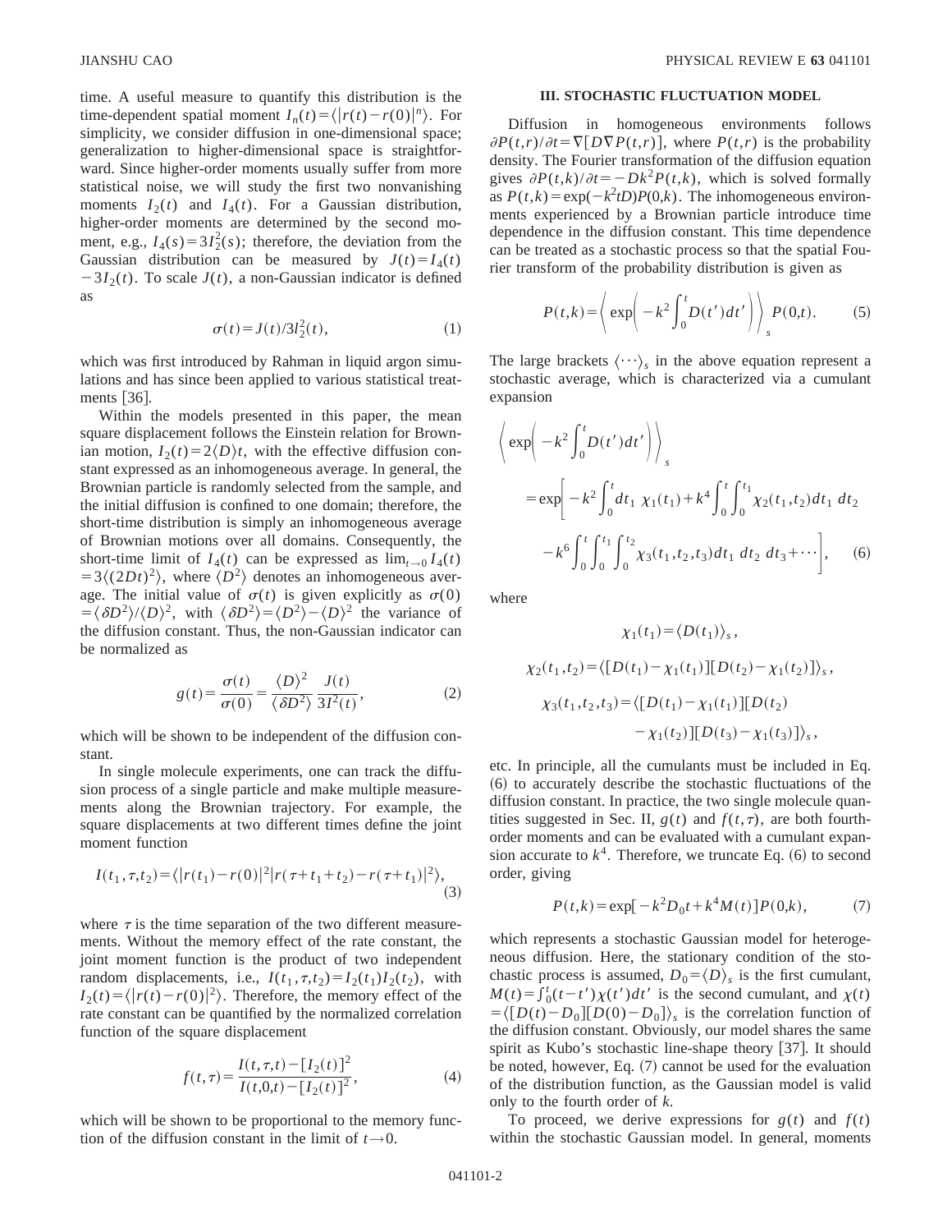time. A useful measure to quantify this distribution is the time-dependent spatial moment $I_n(t) = \langle |r(t) - r(0)|^n \rangle$. For simplicity, we consider diffusion in one-dimensional space; generalization to higher-dimensional space is straightforward. Since higher-order moments usually suffer from more statistical noise, we will study the first two nonvanishing moments $I_2(t)$ and $I_4(t)$. For a Gaussian distribution, higher-order moments are determined by the second moment, e.g., $I_4(s) = 3I_2^2(s)$; therefore, the deviation from the Gaussian distribution can be measured by $J(t) = I_4(t) - 3I_2(t)$. To scale $J(t)$, a non-Gaussian indicator is defined as

$$\sigma(t) = J(t)/3I_2^2(t), \tag{1}$$

which was first introduced by Rahman in liquid argon simulations and has since been applied to various statistical treatments [36].

Within the models presented in this paper, the mean square displacement follows the Einstein relation for Brownian motion, $I_2(t) = 2\langle D \rangle t$, with the effective diffusion constant expressed as an inhomogeneous average. In general, the Brownian particle is randomly selected from the sample, and the initial diffusion is confined to one domain; therefore, the short-time distribution is simply an inhomogeneous average of Brownian motions over all domains. Consequently, the short-time limit of $I_4(t)$ can be expressed as $\lim_{t\to 0} I_4(t) = 3\langle (2Dt)^2 \rangle$, where $\langle D^2 \rangle$ denotes an inhomogeneous average. The initial value of $\sigma(t)$ is given explicitly as $\sigma(0) = \langle \delta D^2 \rangle / \langle D \rangle^2$, with $\langle \delta D^2 \rangle = \langle D^2 \rangle - \langle D \rangle^2$ the variance of the diffusion constant. Thus, the non-Gaussian indicator can be normalized as

$$g(t) = \frac{\sigma(t)}{\sigma(0)} = \frac{\langle D \rangle^2}{\langle \delta D^2 \rangle} \frac{J(t)}{3I^2(t)}, \tag{2}$$

which will be shown to be independent of the diffusion constant.

In single molecule experiments, one can track the diffusion process of a single particle and make multiple measurements along the Brownian trajectory. For example, the square displacements at two different times define the joint moment function

$$I(t_1, \tau, t_2) = \langle |r(t_1) - r(0)|^2 |r(\tau + t_1 + t_2) - r(\tau + t_1)|^2 \rangle, \tag{3}$$

where $\tau$ is the time separation of the two different measurements. Without the memory effect of the rate constant, the joint moment function is the product of two independent random displacements, i.e., $I(t_1, \tau, t_2) = I_2(t_1) I_2(t_2)$, with $I_2(t) = \langle |r(t) - r(0)|^2 \rangle$. Therefore, the memory effect of the rate constant can be quantified by the normalized correlation function of the square displacement

$$f(t, \tau) = \frac{I(t, \tau, t) - [I_2(t)]^2}{I(t, 0, t) - [I_2(t)]^2}, \tag{4}$$

which will be shown to be proportional to the memory function of the diffusion constant in the limit of $t \to 0$.

### III. STOCHASTIC FLUCTUATION MODEL

Diffusion in homogeneous environments follows $\partial P(t,r)/\partial t = \nabla [D \nabla P(t,r)]$, where $P(t,r)$ is the probability density. The Fourier transformation of the diffusion equation gives $\partial P(t,k)/\partial t = -Dk^2 P(t,k)$, which is solved formally as $P(t,k) = \exp(-k^2 tD) P(0,k)$. The inhomogeneous environments experienced by a Brownian particle introduce time dependence in the diffusion constant. This time dependence can be treated as a stochastic process so that the spatial Fourier transform of the probability distribution is given as

$$P(t,k) = \left\langle \exp\left( -k^2 \int_0^t D(t') dt' \right) \right\rangle_s P(0,t). \tag{5}$$

The large brackets $\langle \cdots \rangle_s$ in the above equation represent a stochastic average, which is characterized via a cumulant expansion

$$\begin{aligned} \left\langle \exp\left( -k^2 \int_0^t D(t') \right) \right\rangle_s &= \exp\Bigg[ -k^2 \int_0^t dt_1 \; \chi_1(t_1) + k^4 \int_0^t \int_0^{t_1} \chi_2(t_1, t_2) dt_1 \; dt_2 \\ &\quad - k^6 \int_0^t \int_0^{t_1} \int_0^{t_2} \chi_3(t_1, t_2, t_3) dt_1 \; dt_2 \; dt_3 + \cdots \Bigg], \end{aligned} \tag{6}$$

where

$$\chi_1(t_1) = \langle D(t_1) \rangle_s,$$

$$\chi_2(t_1, t_2) = \langle [D(t_1) - \chi_1(t_1)][D(t_2) - \chi_1(t_2)] \rangle_s,$$

$$\chi_3(t_1, t_2, t_3) = \langle [D(t_1) - \chi_1(t_1)][D(t_2) - \chi_1(t_2)][D(t_3) - \chi_1(t_3)] \rangle_s,$$

etc. In principle, all the cumulants must be included in Eq. (6) to accurately describe the stochastic fluctuations of the diffusion constant. In practice, the two single molecule quantities suggested in Sec. II, $g(t)$ and $f(t,\tau)$, are both fourth-order moments and can be evaluated with a cumulant expansion accurate to $k^4$. Therefore, we truncate Eq. (6) to second order, giving

$$P(t,k) = \exp[-k^2 D_0 t + k^4 M(t)] P(0,k), \tag{7}$$

which represents a stochastic Gaussian model for heterogeneous diffusion. Here, the stationary condition of the stochastic process is assumed, $D_0 = \langle D \rangle_s$ is the first cumulant, $M(t) = \int_0^t (t - t') \chi(t') dt'$ is the second cumulant, and $\chi(t) = \langle [D(t) - D_0][D(0) - D_0] \rangle_s$ is the correlation function of the diffusion constant. Obviously, our model shares the same spirit as Kubo's stochastic line-shape theory [37]. It should be noted, however, Eq. (7) cannot be used for the evaluation of the distribution function, as the Gaussian model is valid only to the fourth order of $k$.

To proceed, we derive expressions for $g(t)$ and $f(t)$ within the stochastic Gaussian model. In general, moments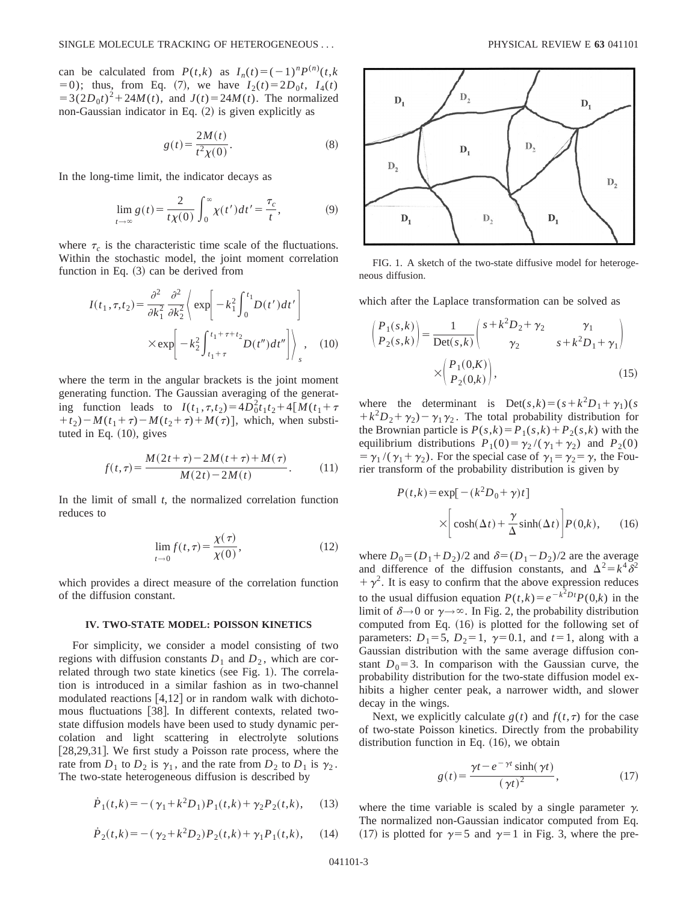can be calculated from $P(t,k)$ as $I_n(t)=(-1)^n P^{(n)}(t,k=0)$; thus, from Eq. (7), we have $I_2(t)=2D_0 t$, $I_4(t)=3(2D_0 t)^2+24M(t)$, and $J(t)=24M(t)$. The normalized non-Gaussian indicator in Eq. (2) is given explicitly as

$$g(t)=\frac{2M(t)}{t^2\chi(0)}. \tag{8}$$

In the long-time limit, the indicator decays as

$$\lim_{t\to\infty} g(t)=\frac{2}{t\chi(0)}\int_0^\infty \chi(t')dt'=\frac{\tau_c}{t}, \tag{9}$$

where $\tau_c$ is the characteristic time scale of the fluctuations. Within the stochastic model, the joint moment correlation function in Eq. (3) can be derived from

$$I(t_1,\tau,t_2)=\frac{\partial^2}{\partial k_1^2}\frac{\partial^2}{\partial k_2^2}\left\langle \exp\left[-k_1^2\int_0^{t_1}D(t')dt'\right]\times\exp\left[-k_2^2\int_{t_1+\tau}^{t_1+\tau+t_2}D(t'')dt''\right]\right\rangle_s, \tag{10}$$

where the term in the angular brackets is the joint moment generating function. The Gaussian averaging of the generating function leads to $I(t_1,\tau,t_2)=4D_0^2 t_1 t_2+4[M(t_1+\tau+t_2)-M(t_1+\tau)-M(t_2+\tau)+M(\tau)]$, which, when substituted in Eq. (10), gives

$$f(t,\tau)=\frac{M(2t+\tau)-2M(t+\tau)+M(\tau)}{M(2t)-2M(t)}. \tag{11}$$

In the limit of small $t$, the normalized correlation function reduces to

$$\lim_{t\to 0} f(t,\tau)=\frac{\chi(\tau)}{\chi(0)}, \tag{12}$$

which provides a direct measure of the correlation function of the diffusion constant.

## IV. TWO-STATE MODEL: POISSON KINETICS

For simplicity, we consider a model consisting of two regions with diffusion constants $D_1$ and $D_2$, which are correlated through two state kinetics (see Fig. 1). The correlation is introduced in a similar fashion as in two-channel modulated reactions [4,12] or in random walk with dichotomous fluctuations [38]. In different contexts, related two-state diffusion models have been used to study dynamic percolation and light scattering in electrolyte solutions [28,29,31]. We first study a Poisson rate process, where the rate from $D_1$ to $D_2$ is $\gamma_1$, and the rate from $D_2$ to $D_1$ is $\gamma_2$. The two-state heterogeneous diffusion is described by

$$\dot{P}_1(t,k)=-(\gamma_1+k^2D_1)P_1(t,k)+\gamma_2 P_2(t,k), \tag{13}$$

$$\dot{P}_2(t,k)=-(\gamma_2+k^2D_2)P_2(t,k)+\gamma_1 P_1(t,k), \tag{14}$$

FIG. 1. A sketch of the two-state diffusive model for heterogeneous diffusion.

which after the Laplace transformation can be solved as

$$\begin{pmatrix} P_1(s,k)\\ P_2(s,k)\end{pmatrix}=\frac{1}{\mathrm{Det}(s,k)}\begin{pmatrix} s+k^2D_2+\gamma_2 & \gamma_1\\ \gamma_2 & s+k^2D_1+\gamma_1\end{pmatrix}\times\begin{pmatrix} P_1(0,K)\\ P_2(0,k)\end{pmatrix}, \tag{15}$$

where the determinant is $\mathrm{Det}(s,k)=(s+k^2D_1+\gamma_1)(s+k^2D_2+\gamma_2)-\gamma_1\gamma_2$. The total probability distribution for the Brownian particle is $P(s,k)=P_1(s,k)+P_2(s,k)$ with the equilibrium distributions $P_1(0)=\gamma_2/(\gamma_1+\gamma_2)$ and $P_2(0)=\gamma_1/(\gamma_1+\gamma_2)$. For the special case of $\gamma_1=\gamma_2=\gamma$, the Fourier transform of the probability distribution is given by

$$P(t,k)=\exp[-(k^2D_0+\gamma)t]\times\left[\cosh(\Delta t)+\frac{\gamma}{\Delta}\sinh(\Delta t)\right]P(0,k), \tag{16}$$

where $D_0=(D_1+D_2)/2$ and $\delta=(D_1-D_2)/2$ are the average and difference of the diffusion constants, and $\Delta^2=k^4\delta^2+\gamma^2$. It is easy to confirm that the above expression reduces to the usual diffusion equation $P(t,k)=e^{-k^2Dt}P(0,k)$ in the limit of $\delta\to 0$ or $\gamma\to\infty$. In Fig. 2, the probability distribution computed from Eq. (16) is plotted for the following set of parameters: $D_1=5$, $D_2=1$, $\gamma=0.1$, and $t=1$, along with a Gaussian distribution with the same average diffusion constant $D_0=3$. In comparison with the Gaussian curve, the probability distribution for the two-state diffusion model exhibits a higher center peak, a narrower width, and slower decay in the wings.

Next, we explicitly calculate $g(t)$ and $f(t,\tau)$ for the case of two-state Poisson kinetics. Directly from the probability distribution function in Eq. (16), we obtain

$$g(t)=\frac{\gamma t-e^{-\gamma t}\sinh(\gamma t)}{(\gamma t)^2}, \tag{17}$$

where the time variable is scaled by a single parameter $\gamma$. The normalized non-Gaussian indicator computed from Eq. (17) is plotted for $\gamma=5$ and $\gamma=1$ in Fig. 3, where the pre-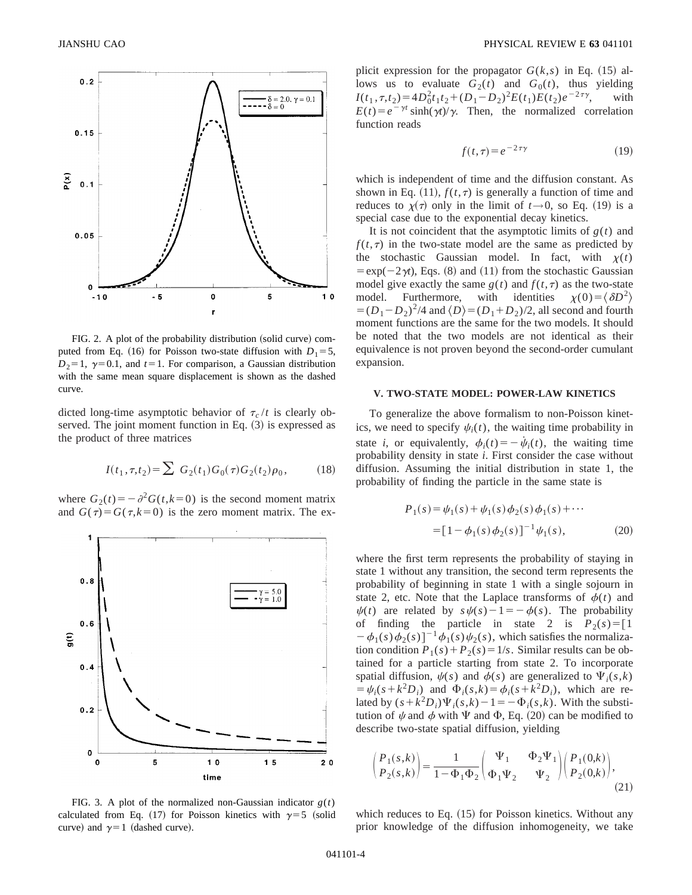FIG. 2. A plot of the probability distribution (solid curve) computed from Eq. (16) for Poisson two-state diffusion with $D_1=5$, $D_2=1$, $\gamma=0.1$, and $t=1$. For comparison, a Gaussian distribution with the same mean square displacement is shown as the dashed curve.

dicted long-time asymptotic behavior of $\tau_c/t$ is clearly observed. The joint moment function in Eq. (3) is expressed as the product of three matrices

$$I(t_1,\tau,t_2)=\sum G_2(t_1)G_0(\tau)G_2(t_2)\rho_0, \tag{18}$$

where $G_2(t)=-\partial^2 G(t,k=0)$ is the second moment matrix and $G(\tau)=G(\tau,k=0)$ is the zero moment matrix. The explicit expression for the propagator $G(k,s)$ in Eq. (15) allows us to evaluate $G_2(t)$ and $G_0(t)$, thus yielding $I(t_1,\tau,t_2)=4D_0^2 t_1 t_2+(D_1-D_2)^2 E(t_1)E(t_2)e^{-2\tau\gamma}$, with $E(t)=e^{-\gamma t}\sinh(\gamma t)/\gamma$. Then, the normalized correlation function reads

$$f(t,\tau)=e^{-2\tau\gamma} \tag{19}$$

which is independent of time and the diffusion constant. As shown in Eq. (11), $f(t,\tau)$ is generally a function of time and reduces to $\chi(\tau)$ only in the limit of $t\to 0$, so Eq. (19) is a special case due to the exponential decay kinetics.

It is not coincident that the asymptotic limits of $g(t)$ and $f(t,\tau)$ in the two-state model are the same as predicted by the stochastic Gaussian model. In fact, with $\chi(t)=\exp(-2\gamma t)$, Eqs. (8) and (11) from the stochastic Gaussian model give exactly the same $g(t)$ and $f(t,\tau)$ as the two-state model. Furthermore, with identities $\chi(0)=\langle \delta D^2\rangle=(D_1-D_2)^2/4$ and $\langle D\rangle=(D_1+D_2)/2$, all second and fourth moment functions are the same for the two models. It should be noted that the two models are not identical as their equivalence is not proven beyond the second-order cumulant expansion.

FIG. 3. A plot of the normalized non-Gaussian indicator $g(t)$ calculated from Eq. (17) for Poisson kinetics with $\gamma=5$ (solid curve) and $\gamma=1$ (dashed curve).

## V. TWO-STATE MODEL: POWER-LAW KINETICS

To generalize the above formalism to non-Poisson kinetics, we need to specify $\psi_i(t)$, the waiting time probability in state $i$, or equivalently, $\phi_i(t)=-\dot{\psi}_i(t)$, the waiting time probability density in state $i$. First consider the case without diffusion. Assuming the initial distribution in state 1, the probability of finding the particle in the same state is

$$\begin{aligned}P_1(s)&=\psi_1(s)+\psi_1(s)\phi_2(s)\phi_1(s)+\cdots\\&=[1-\phi_1(s)\phi_2(s)]^{-1}\psi_1(s),\end{aligned} \tag{20}$$

where the first term represents the probability of staying in state 1 without any transition, the second term represents the probability of beginning in state 1 with a single sojourn in state 2, etc. Note that the Laplace transforms of $\phi(t)$ and $\psi(t)$ are related by $s\psi(s)-1=-\phi(s)$. The probability of finding the particle in state 2 is $P_2(s)=[1-\phi_1(s)\phi_2(s)]^{-1}\phi_1(s)\psi_2(s)$, which satisfies the normalization condition $P_1(s)+P_2(s)=1/s$. Similar results can be obtained for a particle starting from state 2. To incorporate spatial diffusion, $\psi(s)$ and $\phi(s)$ are generalized to $\Psi_i(s,k)=\psi_i(s+k^2D_i)$ and $\Phi_i(s,k)=\phi_i(s+k^2D_i)$, which are related by $(s+k^2D_i)\Psi_i(s,k)-1=-\Phi_i(s,k)$. With the substitution of $\psi$ and $\phi$ with $\Psi$ and $\Phi$, Eq. (20) can be modified to describe two-state spatial diffusion, yielding

$$\begin{pmatrix}P_1(s,k)\\P_2(s,k)\end{pmatrix}=\frac{1}{1-\Phi_1\Phi_2}\begin{pmatrix}\Psi_1 & \Phi_2\Psi_1\\ \Phi_1\Psi_2 & \Psi_2\end{pmatrix}\begin{pmatrix}P_1(0,k)\\P_2(0,k)\end{pmatrix}, \tag{21}$$

which reduces to Eq. (15) for Poisson kinetics. Without any prior knowledge of the diffusion inhomogeneity, we take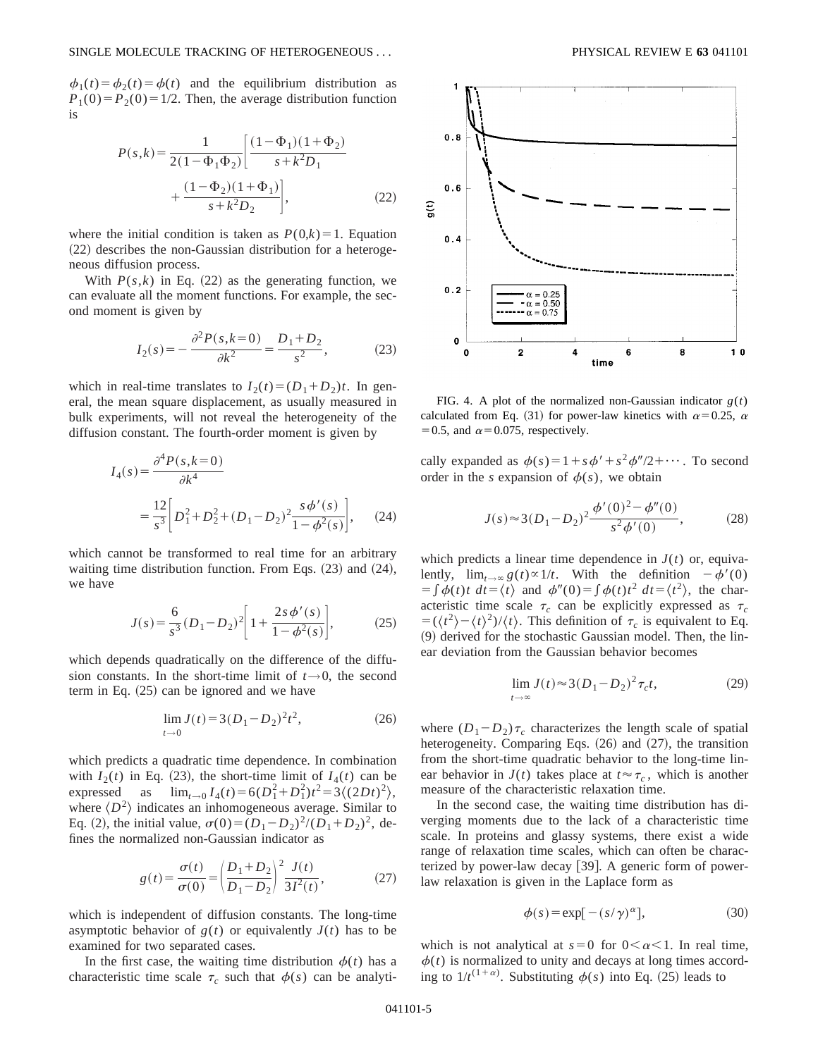$\phi_1(t)=\phi_2(t)=\phi(t)$ and the equilibrium distribution as $P_1(0)=P_2(0)=1/2$. Then, the average distribution function is

$$P(s,k)=\frac{1}{2(1-\Phi_1\Phi_2)}\left[\frac{(1-\Phi_1)(1+\Phi_2)}{s+k^2D_1}+\frac{(1-\Phi_2)(1+\Phi_1)}{s+k^2D_2}\right], \tag{22}$$

where the initial condition is taken as $P(0,k)=1$. Equation (22) describes the non-Gaussian distribution for a heterogeneous diffusion process.

With $P(s,k)$ in Eq. (22) as the generating function, we can evaluate all the moment functions. For example, the second moment is given by

$$I_2(s)=-\frac{\partial^2 P(s,k=0)}{\partial k^2}=\frac{D_1+D_2}{s^2}, \tag{23}$$

which in real-time translates to $I_2(t)=(D_1+D_2)t$. In general, the mean square displacement, as usually measured in bulk experiments, will not reveal the heterogeneity of the diffusion constant. The fourth-order moment is given by

$$I_4(s)=\frac{\partial^4 P(s,k=0)}{\partial k^4}=\frac{12}{s^3}\left[D_1^2+D_2^2+(D_1-D_2)^2\frac{s\phi'(s)}{1-\phi^2(s)}\right], \tag{24}$$

which cannot be transformed to real time for an arbitrary waiting time distribution function. From Eqs. (23) and (24), we have

$$J(s)=\frac{6}{s^3}(D_1-D_2)^2\left[1+\frac{2s\phi'(s)}{1-\phi^2(s)}\right], \tag{25}$$

which depends quadratically on the difference of the diffusion constants. In the short-time limit of $t\to 0$, the second term in Eq. (25) can be ignored and we have

$$\lim_{t\to 0} J(t)=3(D_1-D_2)^2t^2, \tag{26}$$

which predicts a quadratic time dependence. In combination with $I_2(t)$ in Eq. (23), the short-time limit of $I_4(t)$ can be expressed as $\lim_{t\to 0} I_4(t)=6(D_1^2+D_1^2)t^2=3\langle(2Dt)^2\rangle$, where $\langle D^2\rangle$ indicates an inhomogeneous average. Similar to Eq. (2), the initial value, $\sigma(0)=(D_1-D_2)^2/(D_1+D_2)^2$, defines the normalized non-Gaussian indicator as

$$g(t)=\frac{\sigma(t)}{\sigma(0)}=\left(\frac{D_1+D_2}{D_1-D_2}\right)^2\frac{J(t)}{3I^2(t)}, \tag{27}$$

which is independent of diffusion constants. The long-time asymptotic behavior of $g(t)$ or equivalently $J(t)$ has to be examined for two separated cases.

In the first case, the waiting time distribution $\phi(t)$ has a characteristic time scale $\tau_c$ such that $\phi(s)$ can be analytically expanded as $\phi(s)=1+s\phi'+s^2\phi''/2+\cdots$. To second order in the $s$ expansion of $\phi(s)$, we obtain

$$J(s)\approx 3(D_1-D_2)^2\frac{\phi'(0)^2-\phi''(0)}{s^2\phi'(0)}, \tag{28}$$

which predicts a linear time dependence in $J(t)$ or, equivalently, $\lim_{t\to\infty} g(t)\propto 1/t$. With the definition $-\phi'(0)=\int\phi(t)t\,dt=\langle t\rangle$ and $\phi''(0)=\int\phi(t)t^2\,dt=\langle t^2\rangle$, the characteristic time scale $\tau_c$ can be explicitly expressed as $\tau_c=(\langle t^2\rangle-\langle t\rangle^2)/\langle t\rangle$. This definition of $\tau_c$ is equivalent to Eq. (9) derived for the stochastic Gaussian model. Then, the linear deviation from the Gaussian behavior becomes

$$\lim_{t\to\infty} J(t)\approx 3(D_1-D_2)^2\tau_c t, \tag{29}$$

where $(D_1-D_2)\tau_c$ characterizes the length scale of spatial heterogeneity. Comparing Eqs. (26) and (27), the transition from the short-time quadratic behavior to the long-time linear behavior in $J(t)$ takes place at $t\approx\tau_c$, which is another measure of the characteristic relaxation time.

In the second case, the waiting time distribution has diverging moments due to the lack of a characteristic time scale. In proteins and glassy systems, there exist a wide range of relaxation time scales, which can often be characterized by power-law decay [39]. A generic form of power-law relaxation is given in the Laplace form as

$$\phi(s)=\exp[-(s/\gamma)^{\alpha}], \tag{30}$$

which is not analytical at $s=0$ for $0<\alpha<1$. In real time, $\phi(t)$ is normalized to unity and decays at long times according to $1/t^{(1+\alpha)}$. Substituting $\phi(s)$ into Eq. (25) leads to

FIG. 4. A plot of the normalized non-Gaussian indicator $g(t)$ calculated from Eq. (31) for power-law kinetics with $\alpha=0.25$, $\alpha=0.5$, and $\alpha=0.075$, respectively.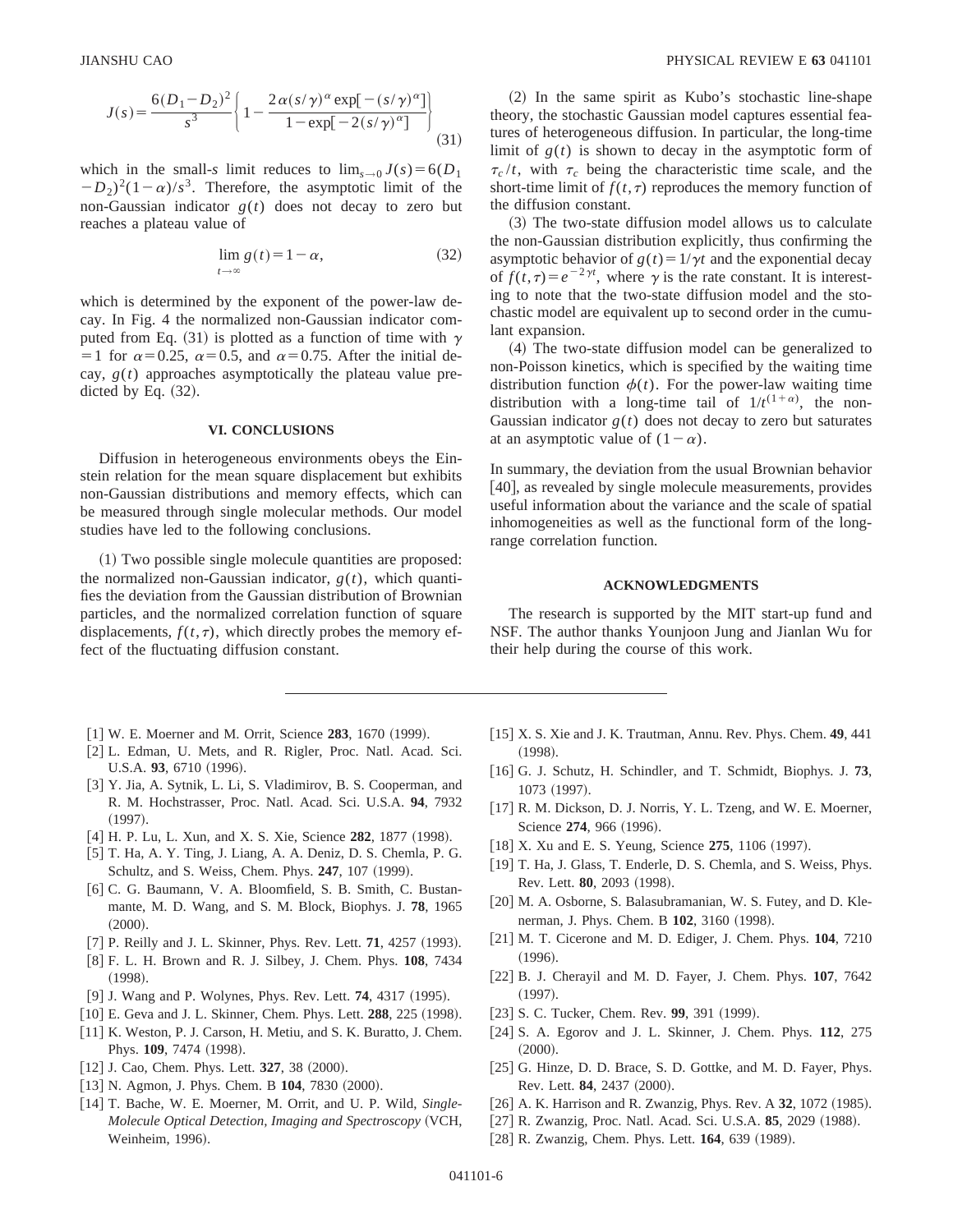$$J(s) = \frac{6(D_1 - D_2)^2}{s^3} \left\{ 1 - \frac{2\alpha(s/\gamma)^\alpha \exp[-(s/\gamma)^\alpha]}{1 - \exp[-2(s/\gamma)^\alpha]} \right\} \tag{31}$$

which in the small-$s$ limit reduces to $\lim_{s\to 0} J(s) = 6(D_1 - D_2)^2(1-\alpha)/s^3$. Therefore, the asymptotic limit of the non-Gaussian indicator $g(t)$ does not decay to zero but reaches a plateau value of

$$\lim_{t\to\infty} g(t) = 1 - \alpha, \tag{32}$$

which is determined by the exponent of the power-law decay. In Fig. 4 the normalized non-Gaussian indicator computed from Eq. (31) is plotted as a function of time with $\gamma = 1$ for $\alpha = 0.25$, $\alpha = 0.5$, and $\alpha = 0.75$. After the initial decay, $g(t)$ approaches asymptotically the plateau value predicted by Eq. (32).

## VI. CONCLUSIONS

Diffusion in heterogeneous environments obeys the Einstein relation for the mean square displacement but exhibits non-Gaussian distributions and memory effects, which can be measured through single molecular methods. Our model studies have led to the following conclusions.

(1) Two possible single molecule quantities are proposed: the normalized non-Gaussian indicator, $g(t)$, which quantifies the deviation from the Gaussian distribution of Brownian particles, and the normalized correlation function of square displacements, $f(t,\tau)$, which directly probes the memory effect of the fluctuating diffusion constant.

(2) In the same spirit as Kubo's stochastic line-shape theory, the stochastic Gaussian model captures essential features of heterogeneous diffusion. In particular, the long-time limit of $g(t)$ is shown to decay in the asymptotic form of $\tau_c/t$, with $\tau_c$ being the characteristic time scale, and the short-time limit of $f(t,\tau)$ reproduces the memory function of the diffusion constant.

(3) The two-state diffusion model allows us to calculate the non-Gaussian distribution explicitly, thus confirming the asymptotic behavior of $g(t) = 1/\gamma t$ and the exponential decay of $f(t,\tau) = e^{-2\gamma t}$, where $\gamma$ is the rate constant. It is interesting to note that the two-state diffusion model and the stochastic model are equivalent up to second order in the cumulant expansion.

(4) The two-state diffusion model can be generalized to non-Poisson kinetics, which is specified by the waiting time distribution function $\phi(t)$. For the power-law waiting time distribution with a long-time tail of $1/t^{(1+\alpha)}$, the non-Gaussian indicator $g(t)$ does not decay to zero but saturates at an asymptotic value of $(1-\alpha)$.

In summary, the deviation from the usual Brownian behavior [40], as revealed by single molecule measurements, provides useful information about the variance and the scale of spatial inhomogeneities as well as the functional form of the long-range correlation function.

## ACKNOWLEDGMENTS

The research is supported by the MIT start-up fund and NSF. The author thanks Younjoon Jung and Jianlan Wu for their help during the course of this work.

---

[1] W. E. Moerner and M. Orrit, Science **283**, 1670 (1999).
[2] L. Edman, U. Mets, and R. Rigler, Proc. Natl. Acad. Sci. U.S.A. **93**, 6710 (1996).
[3] Y. Jia, A. Sytnik, L. Li, S. Vladimirov, B. S. Cooperman, and R. M. Hochstrasser, Proc. Natl. Acad. Sci. U.S.A. **94**, 7932 (1997).
[4] H. P. Lu, L. Xun, and X. S. Xie, Science **282**, 1877 (1998).
[5] T. Ha, A. Y. Ting, J. Liang, A. A. Deniz, D. S. Chemla, P. G. Schultz, and S. Weiss, Chem. Phys. **247**, 107 (1999).
[6] C. G. Baumann, V. A. Bloomfield, S. B. Smith, C. Bustamante, M. D. Wang, and S. M. Block, Biophys. J. **78**, 1965 (2000).
[7] P. Reilly and J. L. Skinner, Phys. Rev. Lett. **71**, 4257 (1993).
[8] F. L. H. Brown and R. J. Silbey, J. Chem. Phys. **108**, 7434 (1998).
[9] J. Wang and P. Wolynes, Phys. Rev. Lett. **74**, 4317 (1995).
[10] E. Geva and J. L. Skinner, Chem. Phys. Lett. **288**, 225 (1998).
[11] K. Weston, P. J. Carson, H. Metiu, and S. K. Buratto, J. Chem. Phys. **109**, 7474 (1998).
[12] J. Cao, Chem. Phys. Lett. **327**, 38 (2000).
[13] N. Agmon, J. Phys. Chem. B **104**, 7830 (2000).
[14] T. Bache, W. E. Moerner, M. Orrit, and U. P. Wild, *Single-Molecule Optical Detection, Imaging and Spectroscopy* (VCH, Weinheim, 1996).
[15] X. S. Xie and J. K. Trautman, Annu. Rev. Phys. Chem. **49**, 441 (1998).
[16] G. J. Schutz, H. Schindler, and T. Schmidt, Biophys. J. **73**, 1073 (1997).
[17] R. M. Dickson, D. J. Norris, Y. L. Tzeng, and W. E. Moerner, Science **274**, 966 (1996).
[18] X. Xu and E. S. Yeung, Science **275**, 1106 (1997).
[19] T. Ha, J. Glass, T. Enderle, D. S. Chemla, and S. Weiss, Phys. Rev. Lett. **80**, 2093 (1998).
[20] M. A. Osborne, S. Balasubramanian, W. S. Futey, and D. Klenerman, J. Phys. Chem. B **102**, 3160 (1998).
[21] M. T. Cicerone and M. D. Ediger, J. Chem. Phys. **104**, 7210 (1996).
[22] B. J. Cherayil and M. D. Fayer, J. Chem. Phys. **107**, 7642 (1997).
[23] S. C. Tucker, Chem. Rev. **99**, 391 (1999).
[24] S. A. Egorov and J. L. Skinner, J. Chem. Phys. **112**, 275 (2000).
[25] G. Hinze, D. D. Brace, S. D. Gottke, and M. D. Fayer, Phys. Rev. Lett. **84**, 2437 (2000).
[26] A. K. Harrison and R. Zwanzig, Phys. Rev. A **32**, 1072 (1985).
[27] R. Zwanzig, Proc. Natl. Acad. Sci. U.S.A. **85**, 2029 (1988).
[28] R. Zwanzig, Chem. Phys. Lett. **164**, 639 (1989).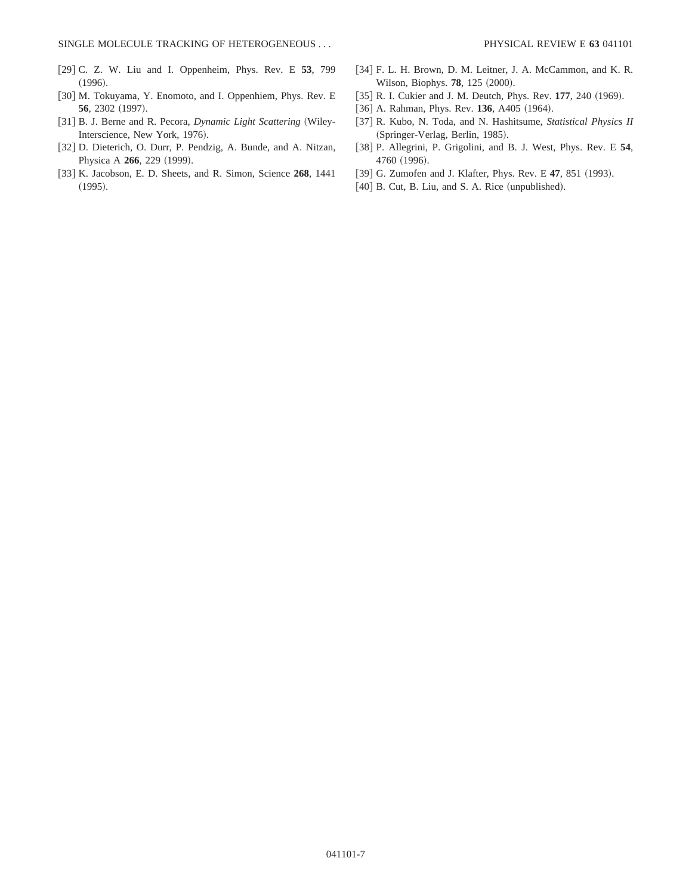[29] C. Z. W. Liu and I. Oppenheim, Phys. Rev. E **53**, 799 (1996).

[30] M. Tokuyama, Y. Enomoto, and I. Oppenhiem, Phys. Rev. E **56**, 2302 (1997).

[31] B. J. Berne and R. Pecora, *Dynamic Light Scattering* (Wiley-Interscience, New York, 1976).

[32] D. Dieterich, O. Durr, P. Pendzig, A. Bunde, and A. Nitzan, Physica A **266**, 229 (1999).

[33] K. Jacobson, E. D. Sheets, and R. Simon, Science **268**, 1441 (1995).

[34] F. L. H. Brown, D. M. Leitner, J. A. McCammon, and K. R. Wilson, Biophys. **78**, 125 (2000).

[35] R. I. Cukier and J. M. Deutch, Phys. Rev. **177**, 240 (1969).

[36] A. Rahman, Phys. Rev. **136**, A405 (1964).

[37] R. Kubo, N. Toda, and N. Hashitsume, *Statistical Physics II* (Springer-Verlag, Berlin, 1985).

[38] P. Allegrini, P. Grigolini, and B. J. West, Phys. Rev. E **54**, 4760 (1996).

[39] G. Zumofen and J. Klafter, Phys. Rev. E **47**, 851 (1993).

[40] B. Cut, B. Liu, and S. A. Rice (unpublished).